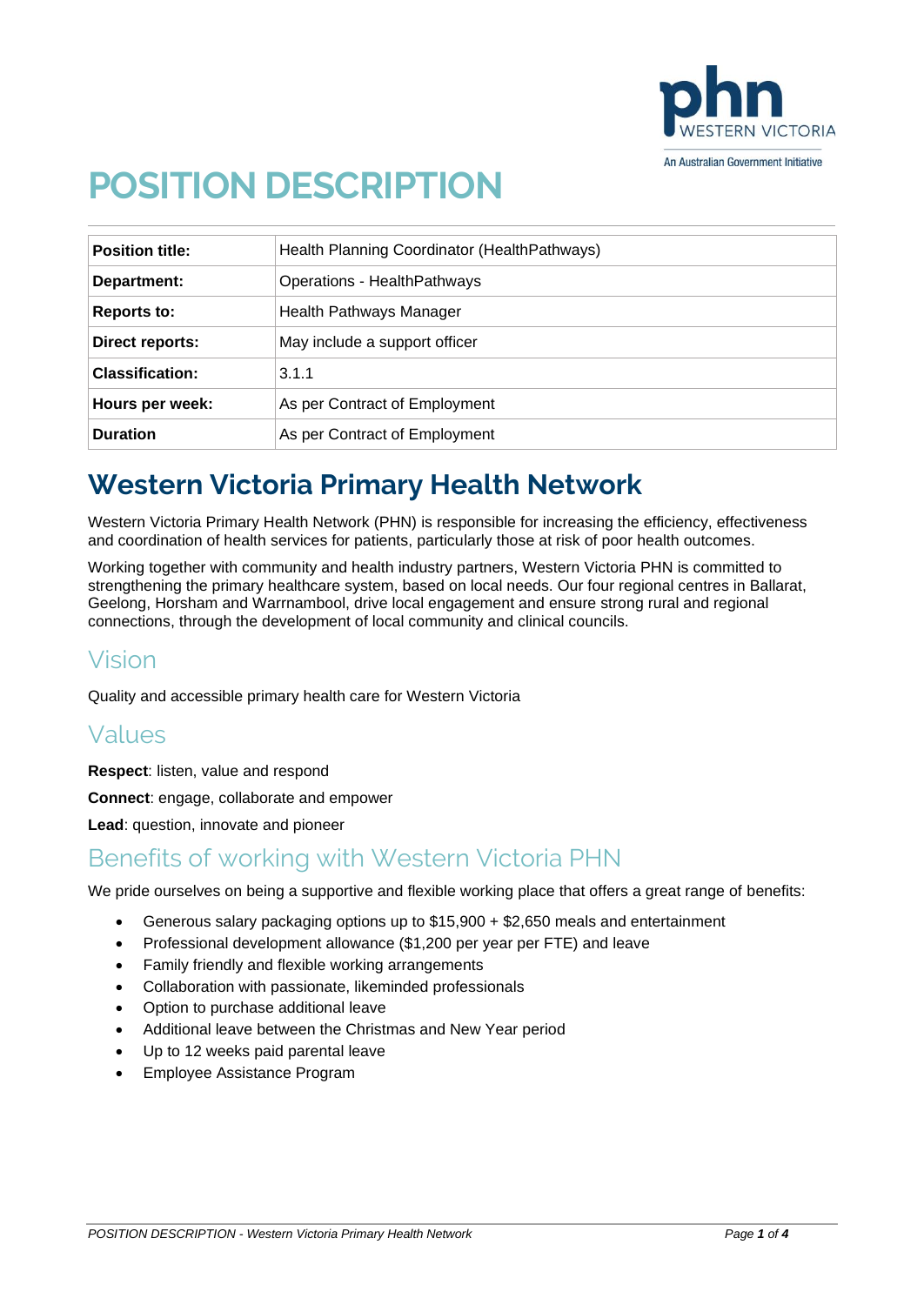# POSITION DESCRIPTION

| Position title: | Health Planning Coordinator (HealthPathways) |
|---|---|
| Department: | Operations - HealthPathways |
| Reports to: | Health Pathways Manager |
| Direct reports: | May include a support officer |
| Classification: | 3.1.1 |
| Hours per week: | As per Contract of Employment |
| Duration | As per Contract of Employment |

## Western Victoria Primary Health Network

Western Victoria Primary Health Network (PHN) is responsible for increasing the efficiency, effectiveness and coordination of health services for patients, particularly those at risk of poor health outcomes.

Working together with community and health industry partners, Western Victoria PHN is committed to strengthening the primary healthcare system, based on local needs. Our four regional centres in Ballarat, Geelong, Horsham and Warrnambool, drive local engagement and ensure strong rural and regional connections, through the development of local community and clinical councils.

### Vision

Quality and accessible primary health care for Western Victoria

### Values

**Respect**: listen, value and respond

**Connect**: engage, collaborate and empower

**Lead**: question, innovate and pioneer

### Benefits of working with Western Victoria PHN

We pride ourselves on being a supportive and flexible working place that offers a great range of benefits:

- Generous salary packaging options up to $15,900 + $2,650 meals and entertainment
- Professional development allowance ($1,200 per year per FTE) and leave
- Family friendly and flexible working arrangements
- Collaboration with passionate, likeminded professionals
- Option to purchase additional leave
- Additional leave between the Christmas and New Year period
- Up to 12 weeks paid parental leave
- Employee Assistance Program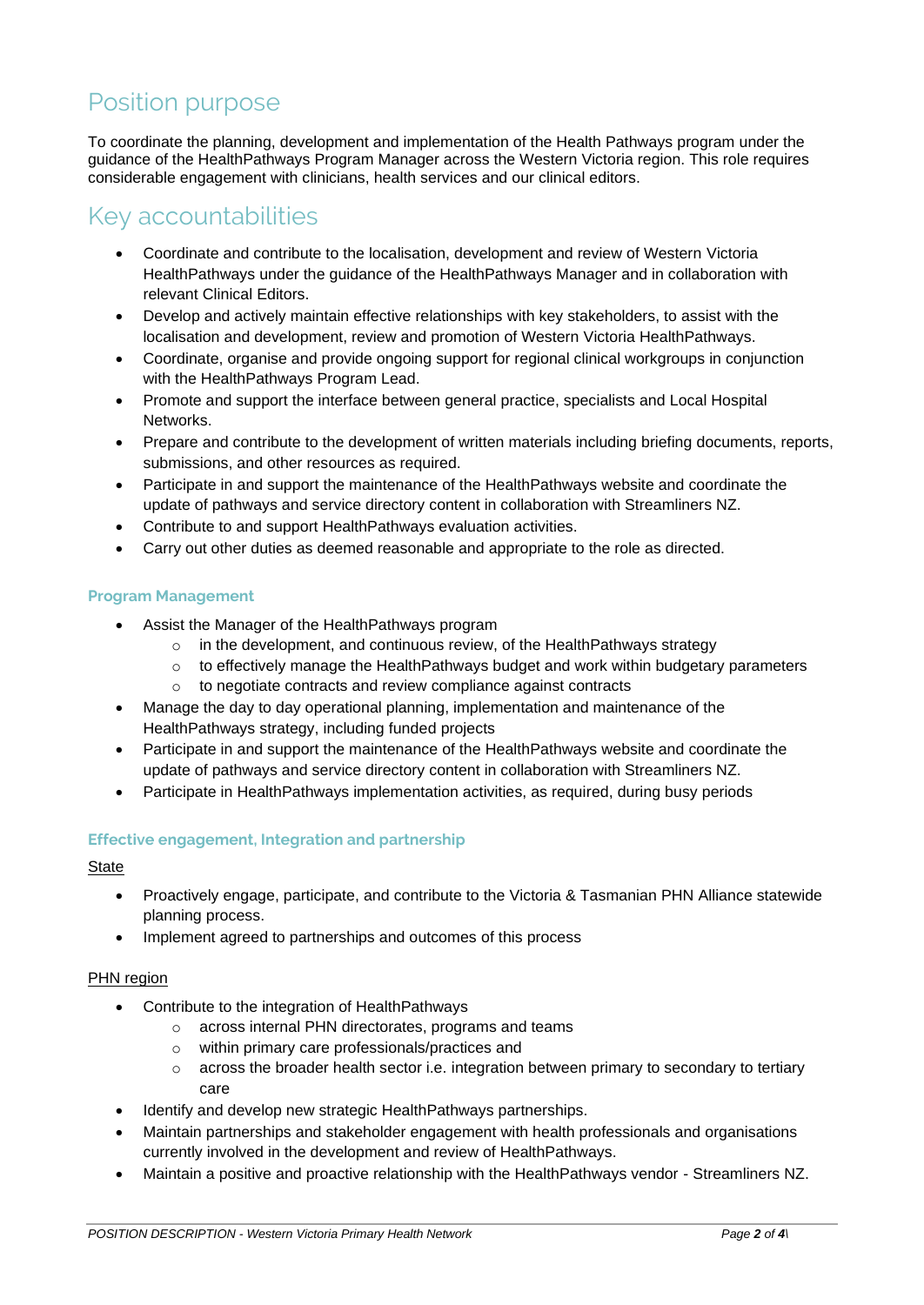## Position purpose

To coordinate the planning, development and implementation of the Health Pathways program under the guidance of the HealthPathways Program Manager across the Western Victoria region. This role requires considerable engagement with clinicians, health services and our clinical editors.

## Key accountabilities

- Coordinate and contribute to the localisation, development and review of Western Victoria HealthPathways under the guidance of the HealthPathways Manager and in collaboration with relevant Clinical Editors.
- Develop and actively maintain effective relationships with key stakeholders, to assist with the localisation and development, review and promotion of Western Victoria HealthPathways.
- Coordinate, organise and provide ongoing support for regional clinical workgroups in conjunction with the HealthPathways Program Lead.
- Promote and support the interface between general practice, specialists and Local Hospital Networks.
- Prepare and contribute to the development of written materials including briefing documents, reports, submissions, and other resources as required.
- Participate in and support the maintenance of the HealthPathways website and coordinate the update of pathways and service directory content in collaboration with Streamliners NZ.
- Contribute to and support HealthPathways evaluation activities.
- Carry out other duties as deemed reasonable and appropriate to the role as directed.

#### Program Management

- Assist the Manager of the HealthPathways program
    - in the development, and continuous review, of the HealthPathways strategy
    - to effectively manage the HealthPathways budget and work within budgetary parameters
    - to negotiate contracts and review compliance against contracts
- Manage the day to day operational planning, implementation and maintenance of the HealthPathways strategy, including funded projects
- Participate in and support the maintenance of the HealthPathways website and coordinate the update of pathways and service directory content in collaboration with Streamliners NZ.
- Participate in HealthPathways implementation activities, as required, during busy periods

#### Effective engagement, Integration and partnership

<u>State</u>

- Proactively engage, participate, and contribute to the Victoria & Tasmanian PHN Alliance statewide planning process.
- Implement agreed to partnerships and outcomes of this process

<u>PHN region</u>

- Contribute to the integration of HealthPathways
    - across internal PHN directorates, programs and teams
    - within primary care professionals/practices and
    - across the broader health sector i.e. integration between primary to secondary to tertiary care
- Identify and develop new strategic HealthPathways partnerships.
- Maintain partnerships and stakeholder engagement with health professionals and organisations currently involved in the development and review of HealthPathways.
- Maintain a positive and proactive relationship with the HealthPathways vendor - Streamliners NZ.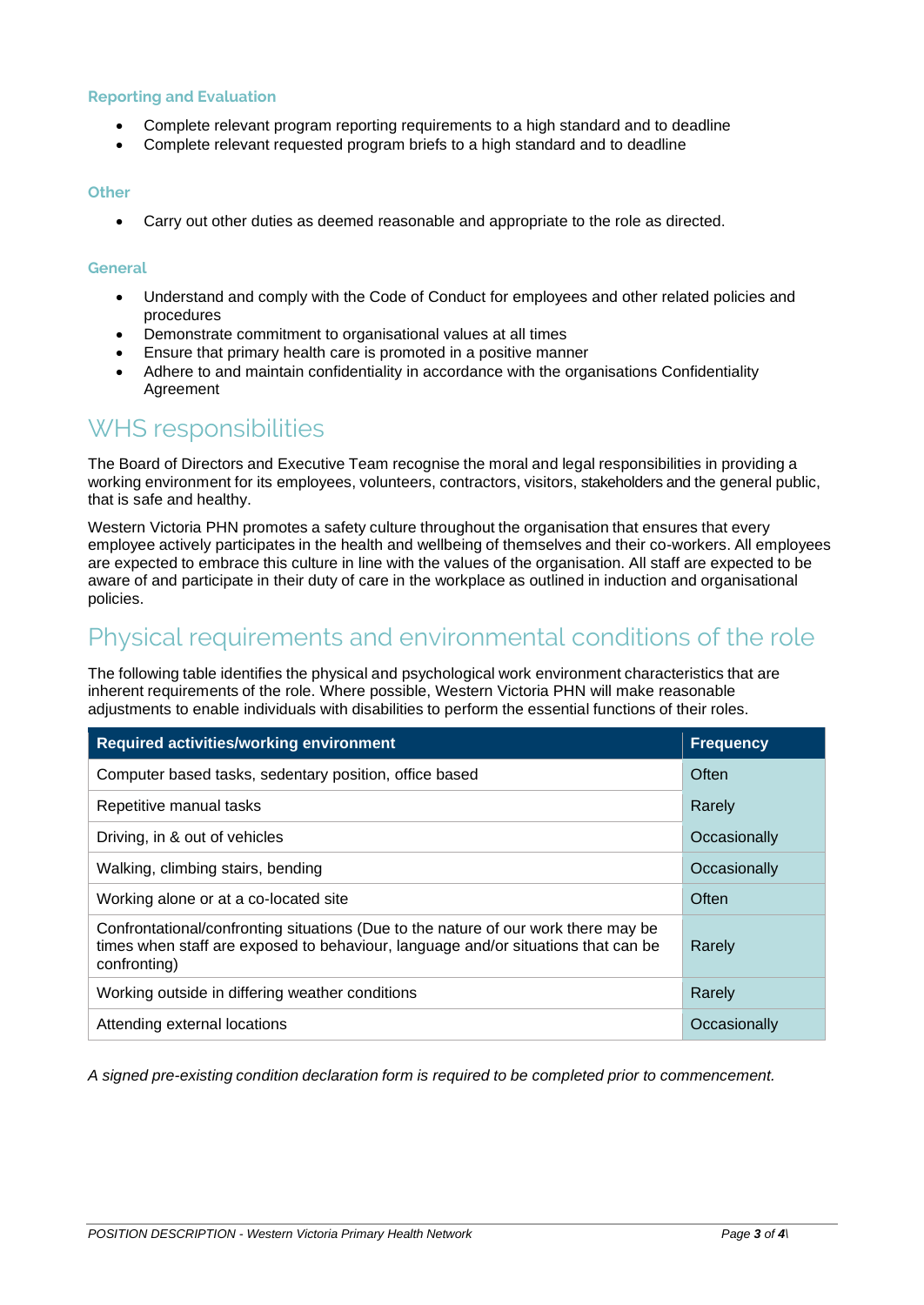### Reporting and Evaluation

- Complete relevant program reporting requirements to a high standard and to deadline
- Complete relevant requested program briefs to a high standard and to deadline

### Other

- Carry out other duties as deemed reasonable and appropriate to the role as directed.

### General

- Understand and comply with the Code of Conduct for employees and other related policies and procedures
- Demonstrate commitment to organisational values at all times
- Ensure that primary health care is promoted in a positive manner
- Adhere to and maintain confidentiality in accordance with the organisations Confidentiality Agreement

## WHS responsibilities

The Board of Directors and Executive Team recognise the moral and legal responsibilities in providing a working environment for its employees, volunteers, contractors, visitors, stakeholders and the general public, that is safe and healthy.

Western Victoria PHN promotes a safety culture throughout the organisation that ensures that every employee actively participates in the health and wellbeing of themselves and their co-workers. All employees are expected to embrace this culture in line with the values of the organisation. All staff are expected to be aware of and participate in their duty of care in the workplace as outlined in induction and organisational policies.

## Physical requirements and environmental conditions of the role

The following table identifies the physical and psychological work environment characteristics that are inherent requirements of the role. Where possible, Western Victoria PHN will make reasonable adjustments to enable individuals with disabilities to perform the essential functions of their roles.

| Required activities/working environment | Frequency |
|---|---|
| Computer based tasks, sedentary position, office based | Often |
| Repetitive manual tasks | Rarely |
| Driving, in & out of vehicles | Occasionally |
| Walking, climbing stairs, bending | Occasionally |
| Working alone or at a co-located site | Often |
| Confrontational/confronting situations (Due to the nature of our work there may be times when staff are exposed to behaviour, language and/or situations that can be confronting) | Rarely |
| Working outside in differing weather conditions | Rarely |
| Attending external locations | Occasionally |

*A signed pre-existing condition declaration form is required to be completed prior to commencement.*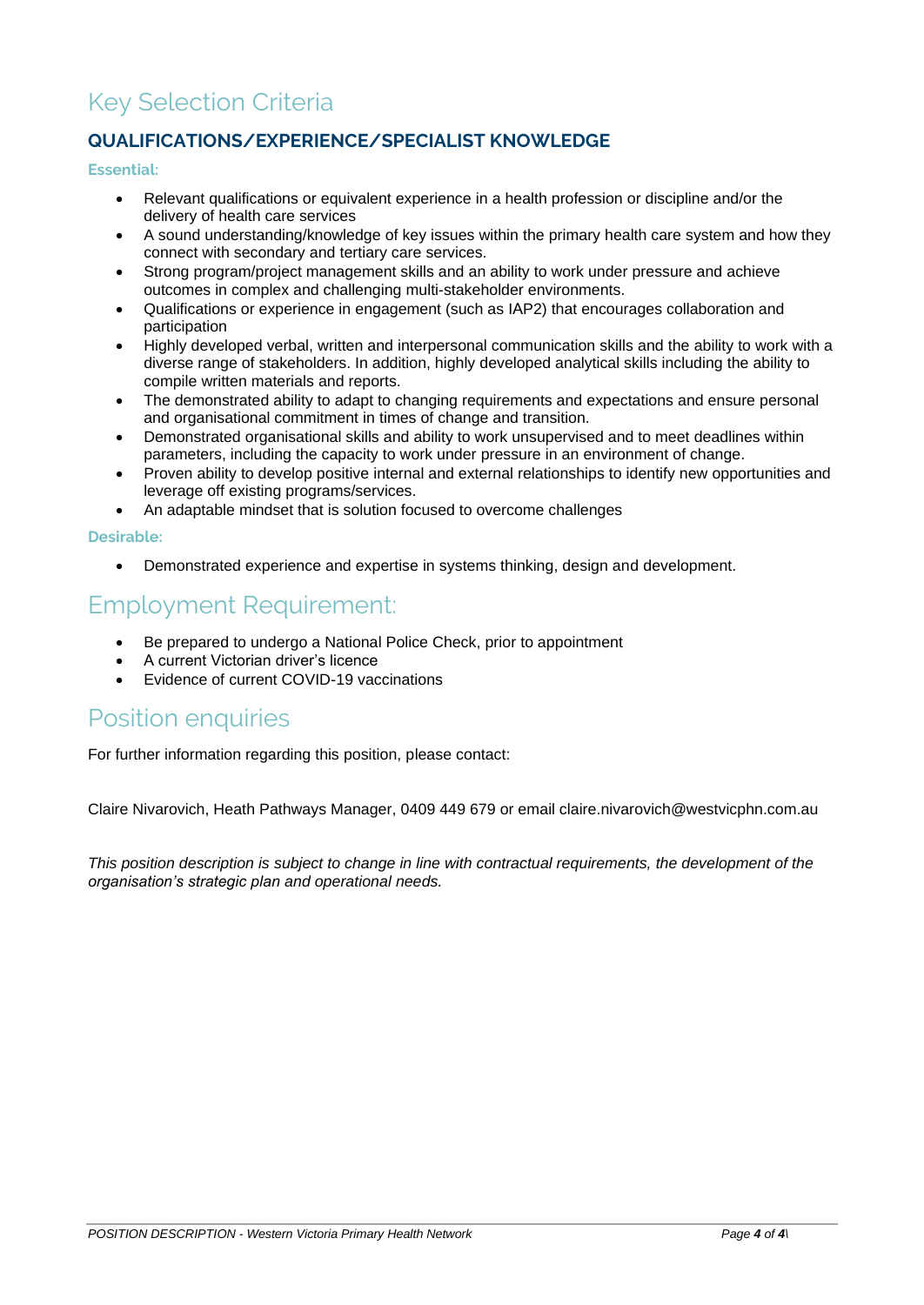# Key Selection Criteria

## QUALIFICATIONS/EXPERIENCE/SPECIALIST KNOWLEDGE

### Essential:

- Relevant qualifications or equivalent experience in a health profession or discipline and/or the delivery of health care services
- A sound understanding/knowledge of key issues within the primary health care system and how they connect with secondary and tertiary care services.
- Strong program/project management skills and an ability to work under pressure and achieve outcomes in complex and challenging multi-stakeholder environments.
- Qualifications or experience in engagement (such as IAP2) that encourages collaboration and participation
- Highly developed verbal, written and interpersonal communication skills and the ability to work with a diverse range of stakeholders. In addition, highly developed analytical skills including the ability to compile written materials and reports.
- The demonstrated ability to adapt to changing requirements and expectations and ensure personal and organisational commitment in times of change and transition.
- Demonstrated organisational skills and ability to work unsupervised and to meet deadlines within parameters, including the capacity to work under pressure in an environment of change.
- Proven ability to develop positive internal and external relationships to identify new opportunities and leverage off existing programs/services.
- An adaptable mindset that is solution focused to overcome challenges

### Desirable:

- Demonstrated experience and expertise in systems thinking, design and development.

# Employment Requirement:

- Be prepared to undergo a National Police Check, prior to appointment
- A current Victorian driver's licence
- Evidence of current COVID-19 vaccinations

# Position enquiries

For further information regarding this position, please contact:

Claire Nivarovich, Heath Pathways Manager, 0409 449 679 or email claire.nivarovich@westvicphn.com.au

*This position description is subject to change in line with contractual requirements, the development of the organisation's strategic plan and operational needs.*